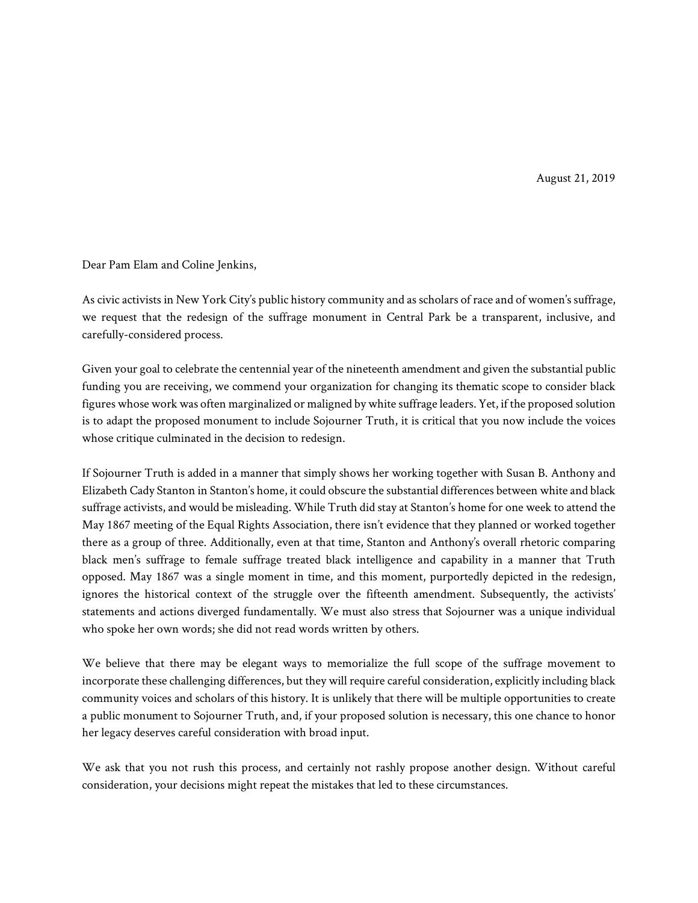August 21, 2019

Dear Pam Elam and Coline Jenkins,

As civic activists in New York City's public history community and as scholars of race and of women's suffrage, we request that the redesign of the suffrage monument in Central Park be a transparent, inclusive, and carefully-considered process.

Given your goal to celebrate the centennial year of the nineteenth amendment and given the substantial public funding you are receiving, we commend your organization for changing its thematic scope to consider black figures whose work was often marginalized or maligned by white suffrage leaders. Yet, if the proposed solution is to adapt the proposed monument to include Sojourner Truth, it is critical that you now include the voices whose critique culminated in the decision to redesign.

If Sojourner Truth is added in a manner that simply shows her working together with Susan B. Anthony and Elizabeth Cady Stanton in Stanton's home, it could obscure the substantial differences between white and black suffrage activists, and would be misleading. While Truth did stay at Stanton's home for one week to attend the May 1867 meeting of the Equal Rights Association, there isn't evidence that they planned or worked together there as a group of three. Additionally, even at that time, Stanton and Anthony's overall rhetoric comparing black men's suffrage to female suffrage treated black intelligence and capability in a manner that Truth opposed. May 1867 was a single moment in time, and this moment, purportedly depicted in the redesign, ignores the historical context of the struggle over the fifteenth amendment. Subsequently, the activists' statements and actions diverged fundamentally. We must also stress that Sojourner was a unique individual who spoke her own words; she did not read words written by others.

We believe that there may be elegant ways to memorialize the full scope of the suffrage movement to incorporate these challenging differences, but they will require careful consideration, explicitly including black community voices and scholars of this history. It is unlikely that there will be multiple opportunities to create a public monument to Sojourner Truth, and, if your proposed solution is necessary, this one chance to honor her legacy deserves careful consideration with broad input.

We ask that you not rush this process, and certainly not rashly propose another design. Without careful consideration, your decisions might repeat the mistakes that led to these circumstances.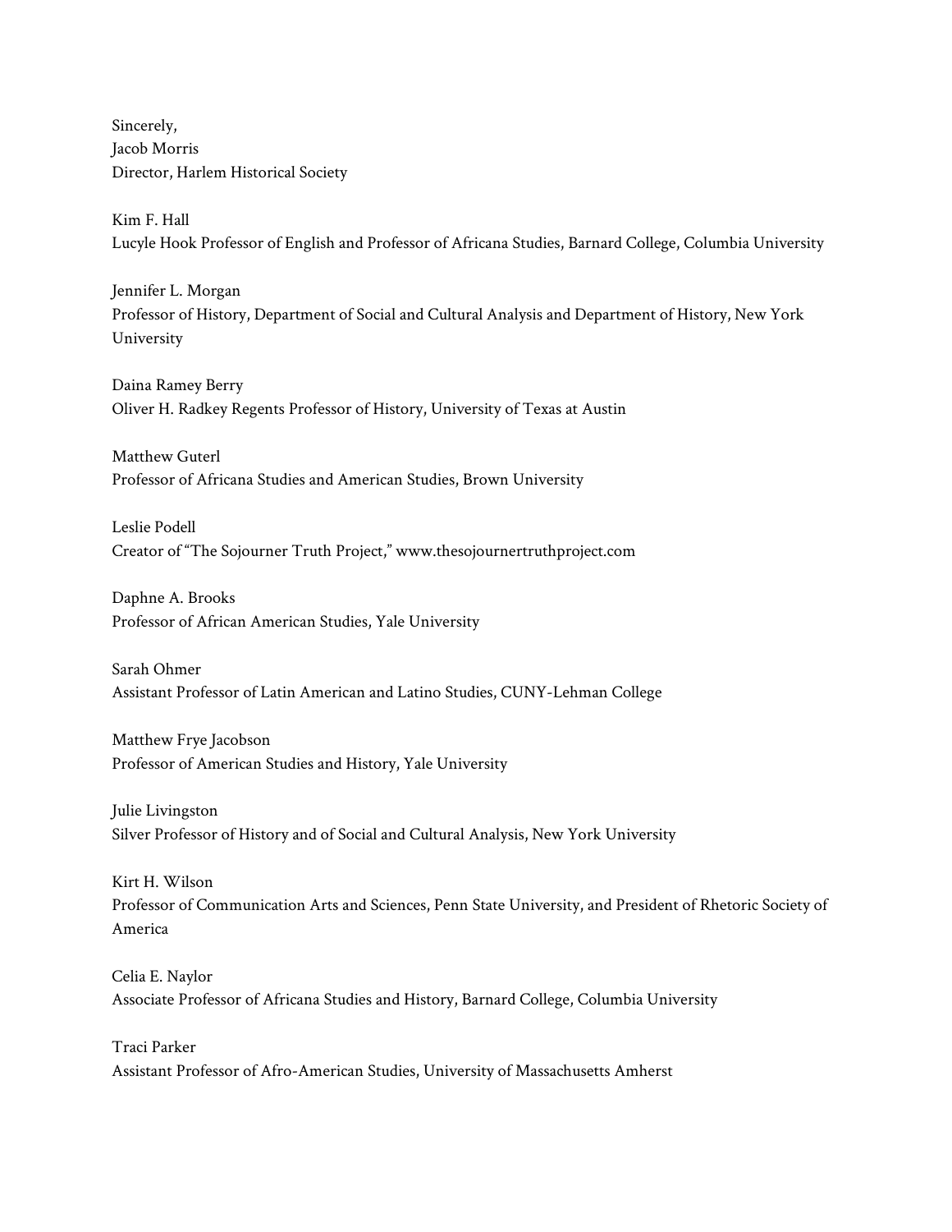Sincerely,
Jacob Morris
Director, Harlem Historical Society

Kim F. Hall
Lucyle Hook Professor of English and Professor of Africana Studies, Barnard College, Columbia University

Jennifer L. Morgan
Professor of History, Department of Social and Cultural Analysis and Department of History, New York University

Daina Ramey Berry
Oliver H. Radkey Regents Professor of History, University of Texas at Austin

Matthew Guterl
Professor of Africana Studies and American Studies, Brown University

Leslie Podell
Creator of "The Sojourner Truth Project," www.thesojournertruthproject.com

Daphne A. Brooks
Professor of African American Studies, Yale University

Sarah Ohmer
Assistant Professor of Latin American and Latino Studies, CUNY-Lehman College

Matthew Frye Jacobson
Professor of American Studies and History, Yale University

Julie Livingston
Silver Professor of History and of Social and Cultural Analysis, New York University

Kirt H. Wilson
Professor of Communication Arts and Sciences, Penn State University, and President of Rhetoric Society of America

Celia E. Naylor
Associate Professor of Africana Studies and History, Barnard College, Columbia University

Traci Parker
Assistant Professor of Afro-American Studies, University of Massachusetts Amherst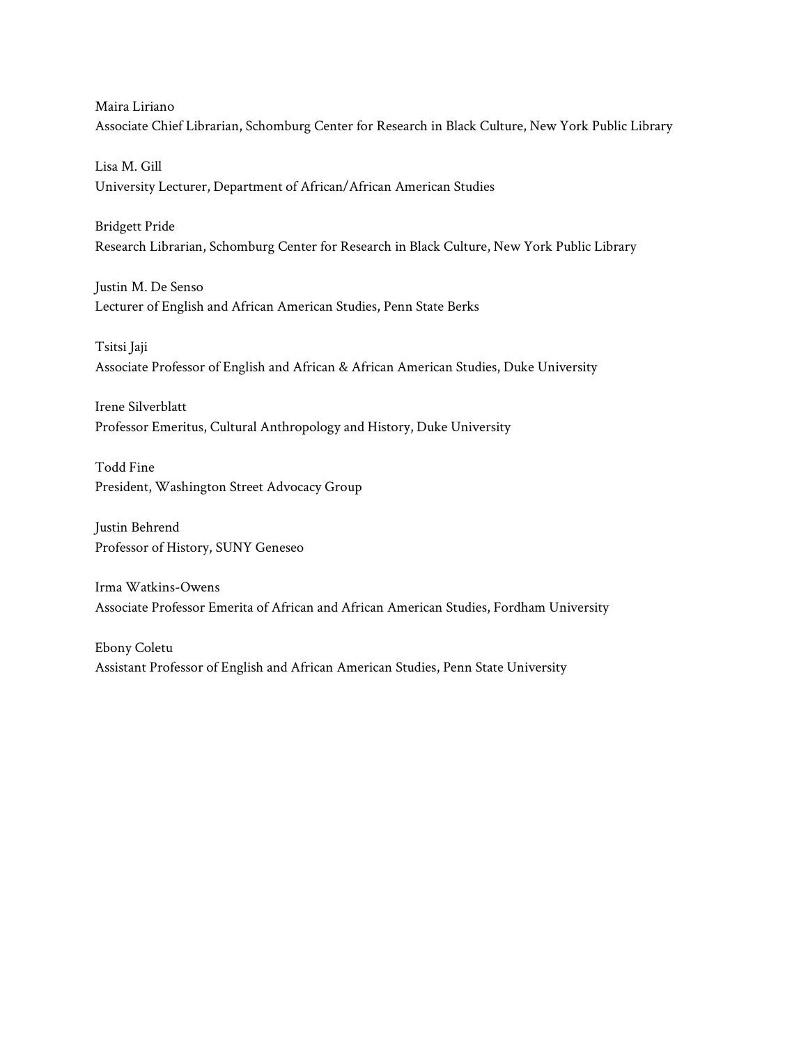Maira Liriano
Associate Chief Librarian, Schomburg Center for Research in Black Culture, New York Public Library

Lisa M. Gill
University Lecturer, Department of African/African American Studies

Bridgett Pride
Research Librarian, Schomburg Center for Research in Black Culture, New York Public Library

Justin M. De Senso
Lecturer of English and African American Studies, Penn State Berks

Tsitsi Jaji
Associate Professor of English and African & African American Studies, Duke University

Irene Silverblatt
Professor Emeritus, Cultural Anthropology and History, Duke University

Todd Fine
President, Washington Street Advocacy Group

Justin Behrend
Professor of History, SUNY Geneseo

Irma Watkins-Owens
Associate Professor Emerita of African and African American Studies, Fordham University

Ebony Coletu
Assistant Professor of English and African American Studies, Penn State University